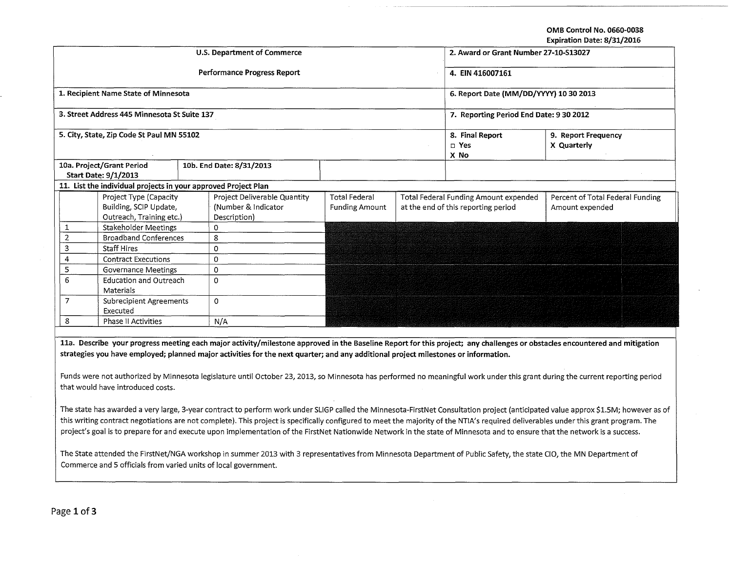OMB Control No. 0660-0038
Expiration Date: 8/31/2016

| U.S. Department of Commerce | | 2. Award or Grant Number 27-10-S13027 | |
|---|---|---|---|
| Performance Progress Report | | 4. EIN 416007161 | |
| 1. Recipient Name State of Minnesota | | 6. Report Date (MM/DD/YYYY) 10 30 2013 | |
| 3. Street Address 445 Minnesota St Suite 137 | | 7. Reporting Period End Date: 9 30 2012 | |
| 5. City, State, Zip Code St Paul MN 55102 | | 8. Final Report<br>□ Yes<br>X No | 9. Report Frequency<br>X Quarterly |
| 10a. Project/Grant Period Start Date: 9/1/2013 | 10b. End Date: 8/31/2013 | | |

**11. List the individual projects in your approved Project Plan**

| | Project Type (Capacity Building, SCIP Update, Outreach, Training etc.) | Project Deliverable Quantity (Number & Indicator Description) | Total Federal Funding Amount | Total Federal Funding Amount expended at the end of this reporting period | Percent of Total Federal Funding Amount expended |
|---|---|---|---|---|---|
| 1 | Stakeholder Meetings | 0 | | | |
| 2 | Broadband Conferences | 8 | | | |
| 3 | Staff Hires | 0 | | | |
| 4 | Contract Executions | 0 | | | |
| 5 | Governance Meetings | 0 | | | |
| 6 | Education and Outreach Materials | 0 | | | |
| 7 | Subrecipient Agreements Executed | 0 | | | |
| 8 | Phase II Activities | N/A | | | |

**11a. Describe your progress meeting each major activity/milestone approved in the Baseline Report for this project; any challenges or obstacles encountered and mitigation strategies you have employed; planned major activities for the next quarter; and any additional project milestones or information.**

Funds were not authorized by Minnesota legislature until October 23, 2013, so Minnesota has performed no meaningful work under this grant during the current reporting period that would have introduced costs.

The state has awarded a very large, 3-year contract to perform work under SLIGP called the Minnesota-FirstNet Consultation project (anticipated value approx $1.5M; however as of this writing contract negotiations are not complete). This project is specifically configured to meet the majority of the NTIA's required deliverables under this grant program. The project's goal is to prepare for and execute upon implementation of the FirstNet Nationwide Network in the state of Minnesota and to ensure that the network is a success.

The State attended the FirstNet/NGA workshop in summer 2013 with 3 representatives from Minnesota Department of Public Safety, the state CIO, the MN Department of Commerce and 5 officials from varied units of local government.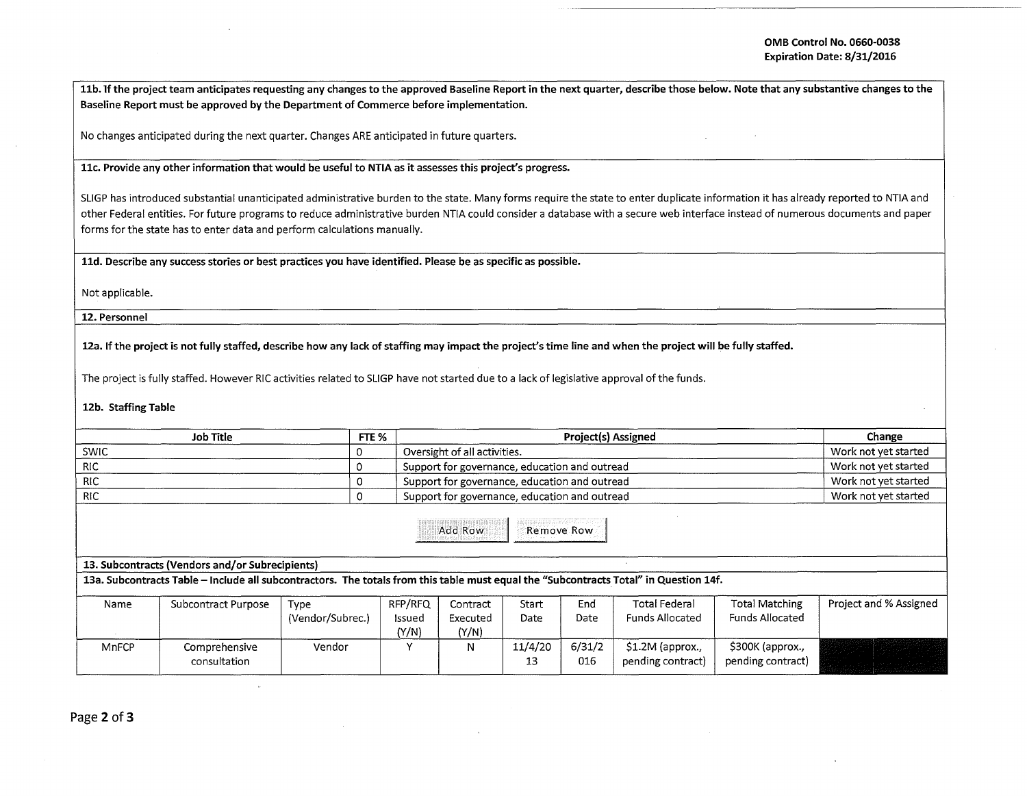OMB Control No. 0660-0038
Expiration Date: 8/31/2016

**11b. If the project team anticipates requesting any changes to the approved Baseline Report in the next quarter, describe those below. Note that any substantive changes to the Baseline Report must be approved by the Department of Commerce before implementation.**

No changes anticipated during the next quarter. Changes ARE anticipated in future quarters.

**11c. Provide any other information that would be useful to NTIA as it assesses this project's progress.**

SLIGP has introduced substantial unanticipated administrative burden to the state. Many forms require the state to enter duplicate information it has already reported to NTIA and other Federal entities. For future programs to reduce administrative burden NTIA could consider a database with a secure web interface instead of numerous documents and paper forms for the state has to enter data and perform calculations manually.

**11d. Describe any success stories or best practices you have identified. Please be as specific as possible.**

Not applicable.

**12. Personnel**

**12a. If the project is not fully staffed, describe how any lack of staffing may impact the project's time line and when the project will be fully staffed.**

The project is fully staffed. However RIC activities related to SLIGP have not started due to a lack of legislative approval of the funds.

**12b. Staffing Table**

| Job Title | FTE % | Project(s) Assigned | Change |
|---|---|---|---|
| SWIC | 0 | Oversight of all activities. | Work not yet started |
| RIC | 0 | Support for governance, education and outread | Work not yet started |
| RIC | 0 | Support for governance, education and outread | Work not yet started |
| RIC | 0 | Support for governance, education and outread | Work not yet started |

**13. Subcontracts (Vendors and/or Subrecipients)**

**13a. Subcontracts Table – Include all subcontractors. The totals from this table must equal the "Subcontracts Total" in Question 14f.**

| Name | Subcontract Purpose | Type (Vendor/Subrec.) | RFP/RFQ Issued (Y/N) | Contract Executed (Y/N) | Start Date | End Date | Total Federal Funds Allocated | Total Matching Funds Allocated | Project and % Assigned |
|---|---|---|---|---|---|---|---|---|---|
| MnFCP | Comprehensive consultation | Vendor | Y | N | 11/4/2013 | 6/31/2016 | $1.2M (approx., pending contract) | $300K (approx., pending contract) | |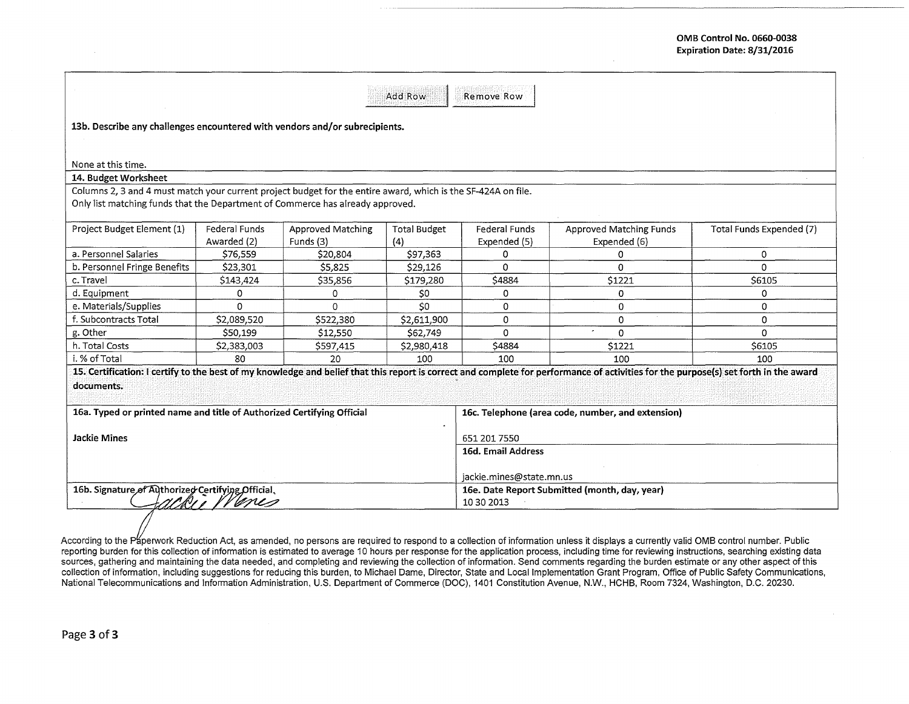OMB Control No. 0660-0038
Expiration Date: 8/31/2016

Add Row | Remove Row

**13b. Describe any challenges encountered with vendors and/or subrecipients.**

None at this time.

**14. Budget Worksheet**

Columns 2, 3 and 4 must match your current project budget for the entire award, which is the SF-424A on file.
Only list matching funds that the Department of Commerce has already approved.

| Project Budget Element (1) | Federal Funds Awarded (2) | Approved Matching Funds (3) | Total Budget (4) | Federal Funds Expended (5) | Approved Matching Funds Expended (6) | Total Funds Expended (7) |
|---|---|---|---|---|---|---|
| a. Personnel Salaries | $76,559 | $20,804 | $97,363 | 0 | 0 | 0 |
| b. Personnel Fringe Benefits | $23,301 | $5,825 | $29,126 | 0 | 0 | 0 |
| c. Travel | $143,424 | $35,856 | $179,280 | $4884 | $1221 | $6105 |
| d. Equipment | 0 | 0 | $0 | 0 | 0 | 0 |
| e. Materials/Supplies | 0 | 0 | $0 | 0 | 0 | 0 |
| f. Subcontracts Total | $2,089,520 | $522,380 | $2,611,900 | 0 | 0 | 0 |
| g. Other | $50,199 | $12,550 | $62,749 | 0 | 0 | 0 |
| h. Total Costs | $2,383,003 | $597,415 | $2,980,418 | $4884 | $1221 | $6105 |
| i. % of Total | 80 | 20 | 100 | 100 | 100 | 100 |

**15. Certification: I certify to the best of my knowledge and belief that this report is correct and complete for performance of activities for the purpose(s) set forth in the award documents.**

| | |
|---|---|
| **16a. Typed or printed name and title of Authorized Certifying Official**<br><br>**Jackie Mines** | **16c. Telephone (area code, number, and extension)**<br><br>651 201 7550 |
| | **16d. Email Address**<br><br>jackie.mines@state.mn.us |
| **16b. Signature of Authorized Certifying Official.**<br>Jackie Mines | **16e. Date Report Submitted (month, day, year)**<br>10 30 2013 |

According to the Paperwork Reduction Act, as amended, no persons are required to respond to a collection of information unless it displays a currently valid OMB control number. Public reporting burden for this collection of information is estimated to average 10 hours per response for the application process, including time for reviewing instructions, searching existing data sources, gathering and maintaining the data needed, and completing and reviewing the collection of information. Send comments regarding the burden estimate or any other aspect of this collection of information, including suggestions for reducing this burden, to Michael Dame, Director, State and Local Implementation Grant Program, Office of Public Safety Communications, National Telecommunications and Information Administration, U.S. Department of Commerce (DOC), 1401 Constitution Avenue, N.W., HCHB, Room 7324, Washington, D.C. 20230.